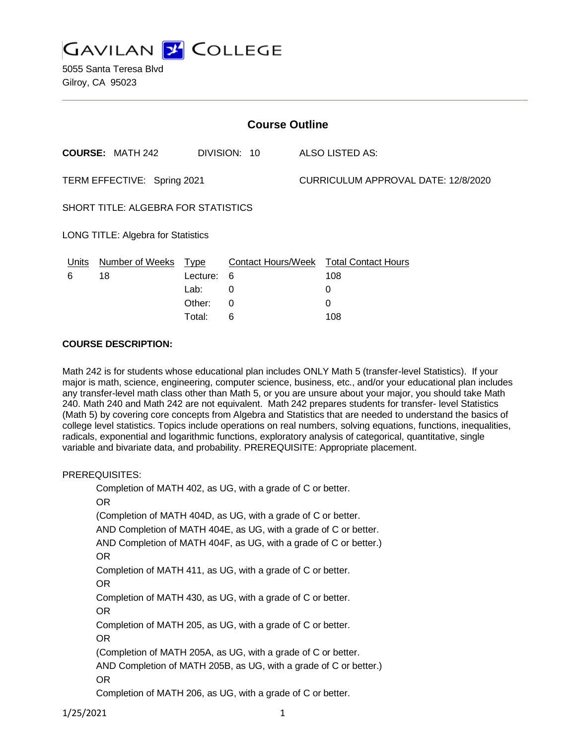GAVILAN COLLEGE

5055 Santa Teresa Blvd
Gilroy, CA 95023

## Course Outline

**COURSE:** MATH 242 DIVISION: 10 ALSO LISTED AS:

TERM EFFECTIVE: Spring 2021 CURRICULUM APPROVAL DATE: 12/8/2020

SHORT TITLE: ALGEBRA FOR STATISTICS

LONG TITLE: Algebra for Statistics

| Units | Number of Weeks | Type | Contact Hours/Week | Total Contact Hours |
|---|---|---|---|---|
| 6 | 18 | Lecture: | 6 | 108 |
| | | Lab: | 0 | 0 |
| | | Other: | 0 | 0 |
| | | Total: | 6 | 108 |

**COURSE DESCRIPTION:**

Math 242 is for students whose educational plan includes ONLY Math 5 (transfer-level Statistics). If your major is math, science, engineering, computer science, business, etc., and/or your educational plan includes any transfer-level math class other than Math 5, or you are unsure about your major, you should take Math 240. Math 240 and Math 242 are not equivalent. Math 242 prepares students for transfer- level Statistics (Math 5) by covering core concepts from Algebra and Statistics that are needed to understand the basics of college level statistics. Topics include operations on real numbers, solving equations, functions, inequalities, radicals, exponential and logarithmic functions, exploratory analysis of categorical, quantitative, single variable and bivariate data, and probability. PREREQUISITE: Appropriate placement.

PREREQUISITES:

Completion of MATH 402, as UG, with a grade of C or better.
OR
(Completion of MATH 404D, as UG, with a grade of C or better.
AND Completion of MATH 404E, as UG, with a grade of C or better.
AND Completion of MATH 404F, as UG, with a grade of C or better.)
OR
Completion of MATH 411, as UG, with a grade of C or better.
OR
Completion of MATH 430, as UG, with a grade of C or better.
OR
Completion of MATH 205, as UG, with a grade of C or better.
OR
(Completion of MATH 205A, as UG, with a grade of C or better.
AND Completion of MATH 205B, as UG, with a grade of C or better.)
OR
Completion of MATH 206, as UG, with a grade of C or better.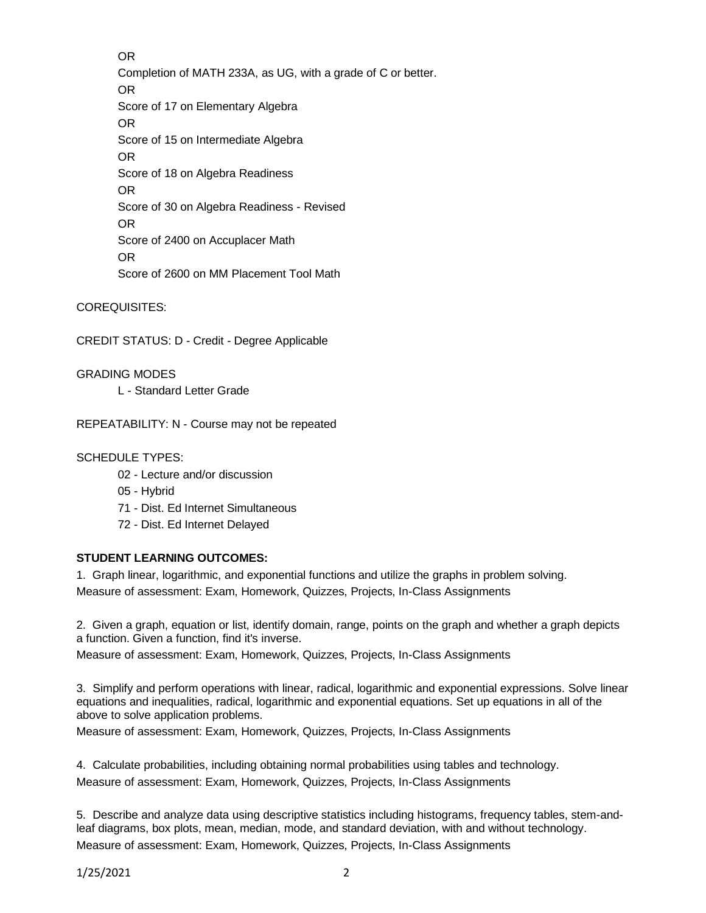OR

Completion of MATH 233A, as UG, with a grade of C or better.

OR

Score of 17 on Elementary Algebra

OR

Score of 15 on Intermediate Algebra

OR

Score of 18 on Algebra Readiness

OR

Score of 30 on Algebra Readiness - Revised

OR

Score of 2400 on Accuplacer Math

OR

Score of 2600 on MM Placement Tool Math

COREQUISITES:

CREDIT STATUS: D - Credit - Degree Applicable

GRADING MODES

L - Standard Letter Grade

REPEATABILITY: N - Course may not be repeated

SCHEDULE TYPES:

02 - Lecture and/or discussion

05 - Hybrid

71 - Dist. Ed Internet Simultaneous

72 - Dist. Ed Internet Delayed

**STUDENT LEARNING OUTCOMES:**

1. Graph linear, logarithmic, and exponential functions and utilize the graphs in problem solving.
Measure of assessment: Exam, Homework, Quizzes, Projects, In-Class Assignments

2. Given a graph, equation or list, identify domain, range, points on the graph and whether a graph depicts a function. Given a function, find it's inverse.
Measure of assessment: Exam, Homework, Quizzes, Projects, In-Class Assignments

3. Simplify and perform operations with linear, radical, logarithmic and exponential expressions. Solve linear equations and inequalities, radical, logarithmic and exponential equations. Set up equations in all of the above to solve application problems.
Measure of assessment: Exam, Homework, Quizzes, Projects, In-Class Assignments

4. Calculate probabilities, including obtaining normal probabilities using tables and technology.
Measure of assessment: Exam, Homework, Quizzes, Projects, In-Class Assignments

5. Describe and analyze data using descriptive statistics including histograms, frequency tables, stem-and-leaf diagrams, box plots, mean, median, mode, and standard deviation, with and without technology.
Measure of assessment: Exam, Homework, Quizzes, Projects, In-Class Assignments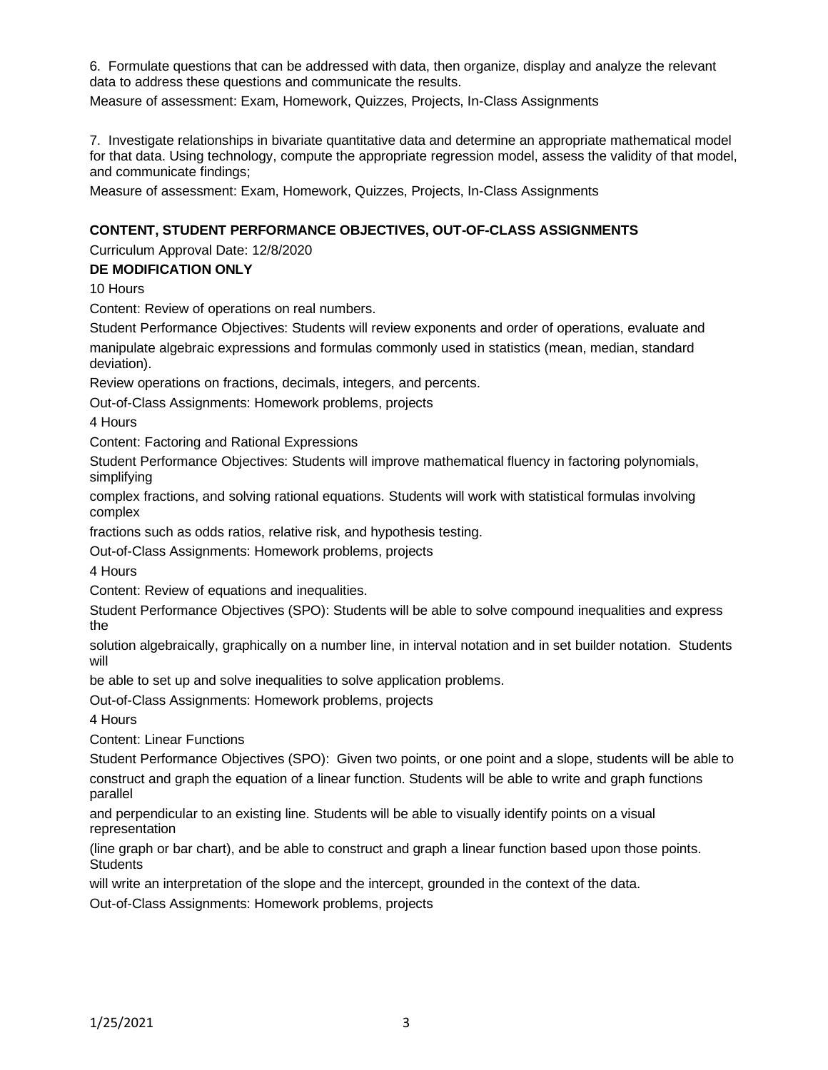6. Formulate questions that can be addressed with data, then organize, display and analyze the relevant data to address these questions and communicate the results.

Measure of assessment: Exam, Homework, Quizzes, Projects, In-Class Assignments

7. Investigate relationships in bivariate quantitative data and determine an appropriate mathematical model for that data. Using technology, compute the appropriate regression model, assess the validity of that model, and communicate findings;

Measure of assessment: Exam, Homework, Quizzes, Projects, In-Class Assignments

**CONTENT, STUDENT PERFORMANCE OBJECTIVES, OUT-OF-CLASS ASSIGNMENTS**

Curriculum Approval Date: 12/8/2020

**DE MODIFICATION ONLY**

10 Hours

Content: Review of operations on real numbers.

Student Performance Objectives: Students will review exponents and order of operations, evaluate and manipulate algebraic expressions and formulas commonly used in statistics (mean, median, standard deviation).

Review operations on fractions, decimals, integers, and percents.

Out-of-Class Assignments: Homework problems, projects

4 Hours

Content: Factoring and Rational Expressions

Student Performance Objectives: Students will improve mathematical fluency in factoring polynomials, simplifying complex fractions, and solving rational equations. Students will work with statistical formulas involving complex fractions such as odds ratios, relative risk, and hypothesis testing.

Out-of-Class Assignments: Homework problems, projects

4 Hours

Content: Review of equations and inequalities.

Student Performance Objectives (SPO): Students will be able to solve compound inequalities and express the solution algebraically, graphically on a number line, in interval notation and in set builder notation. Students will be able to set up and solve inequalities to solve application problems.

Out-of-Class Assignments: Homework problems, projects

4 Hours

Content: Linear Functions

Student Performance Objectives (SPO): Given two points, or one point and a slope, students will be able to construct and graph the equation of a linear function. Students will be able to write and graph functions parallel and perpendicular to an existing line. Students will be able to visually identify points on a visual representation (line graph or bar chart), and be able to construct and graph a linear function based upon those points. Students will write an interpretation of the slope and the intercept, grounded in the context of the data.

Out-of-Class Assignments: Homework problems, projects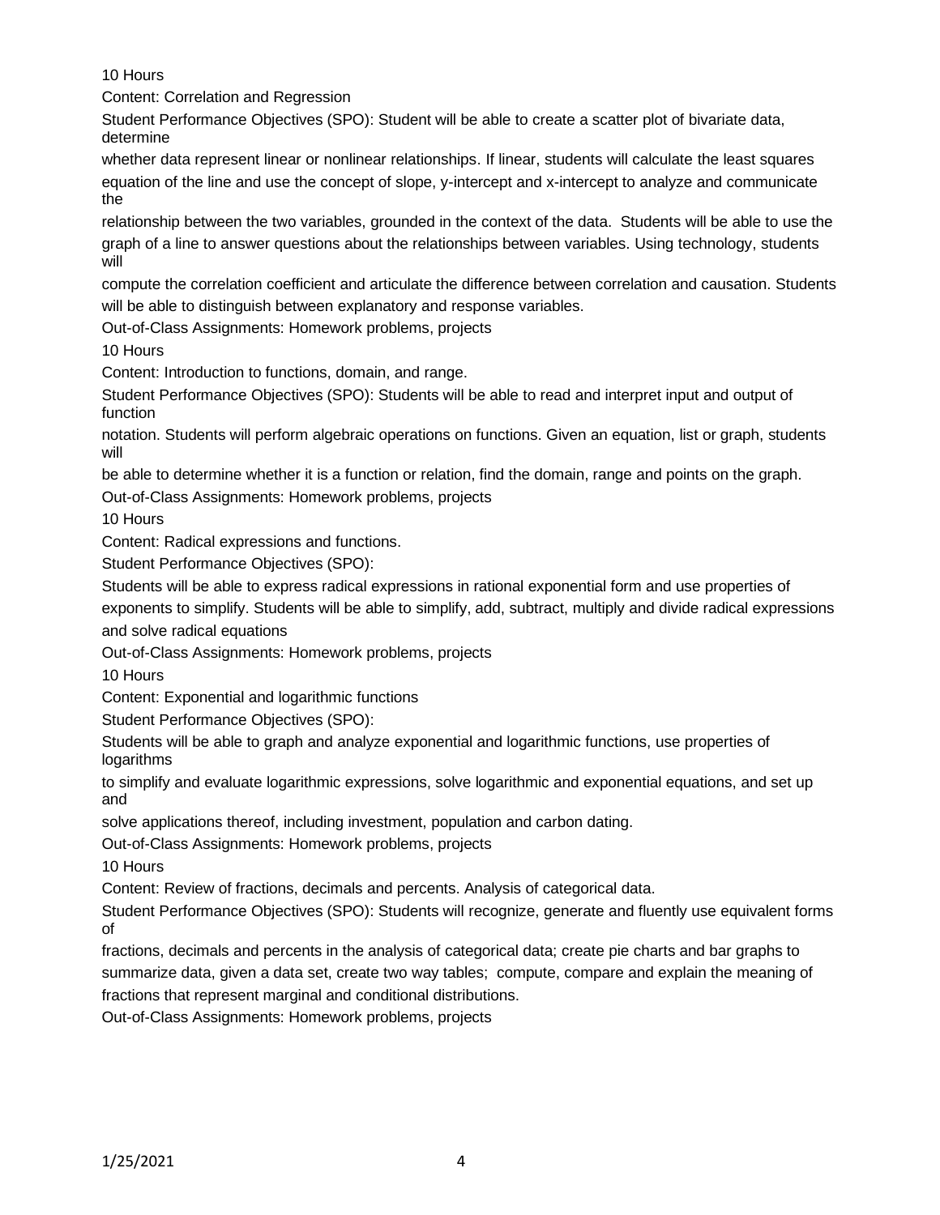10 Hours

Content: Correlation and Regression

Student Performance Objectives (SPO): Student will be able to create a scatter plot of bivariate data, determine whether data represent linear or nonlinear relationships. If linear, students will calculate the least squares equation of the line and use the concept of slope, y-intercept and x-intercept to analyze and communicate the relationship between the two variables, grounded in the context of the data. Students will be able to use the graph of a line to answer questions about the relationships between variables. Using technology, students will compute the correlation coefficient and articulate the difference between correlation and causation. Students will be able to distinguish between explanatory and response variables.

Out-of-Class Assignments: Homework problems, projects

10 Hours

Content: Introduction to functions, domain, and range.

Student Performance Objectives (SPO): Students will be able to read and interpret input and output of function notation. Students will perform algebraic operations on functions. Given an equation, list or graph, students will be able to determine whether it is a function or relation, find the domain, range and points on the graph.

Out-of-Class Assignments: Homework problems, projects

10 Hours

Content: Radical expressions and functions.

Student Performance Objectives (SPO):

Students will be able to express radical expressions in rational exponential form and use properties of exponents to simplify. Students will be able to simplify, add, subtract, multiply and divide radical expressions and solve radical equations

Out-of-Class Assignments: Homework problems, projects

10 Hours

Content: Exponential and logarithmic functions

Student Performance Objectives (SPO):

Students will be able to graph and analyze exponential and logarithmic functions, use properties of logarithms to simplify and evaluate logarithmic expressions, solve logarithmic and exponential equations, and set up and solve applications thereof, including investment, population and carbon dating.

Out-of-Class Assignments: Homework problems, projects

10 Hours

Content: Review of fractions, decimals and percents. Analysis of categorical data.

Student Performance Objectives (SPO): Students will recognize, generate and fluently use equivalent forms of fractions, decimals and percents in the analysis of categorical data; create pie charts and bar graphs to summarize data, given a data set, create two way tables; compute, compare and explain the meaning of fractions that represent marginal and conditional distributions.

Out-of-Class Assignments: Homework problems, projects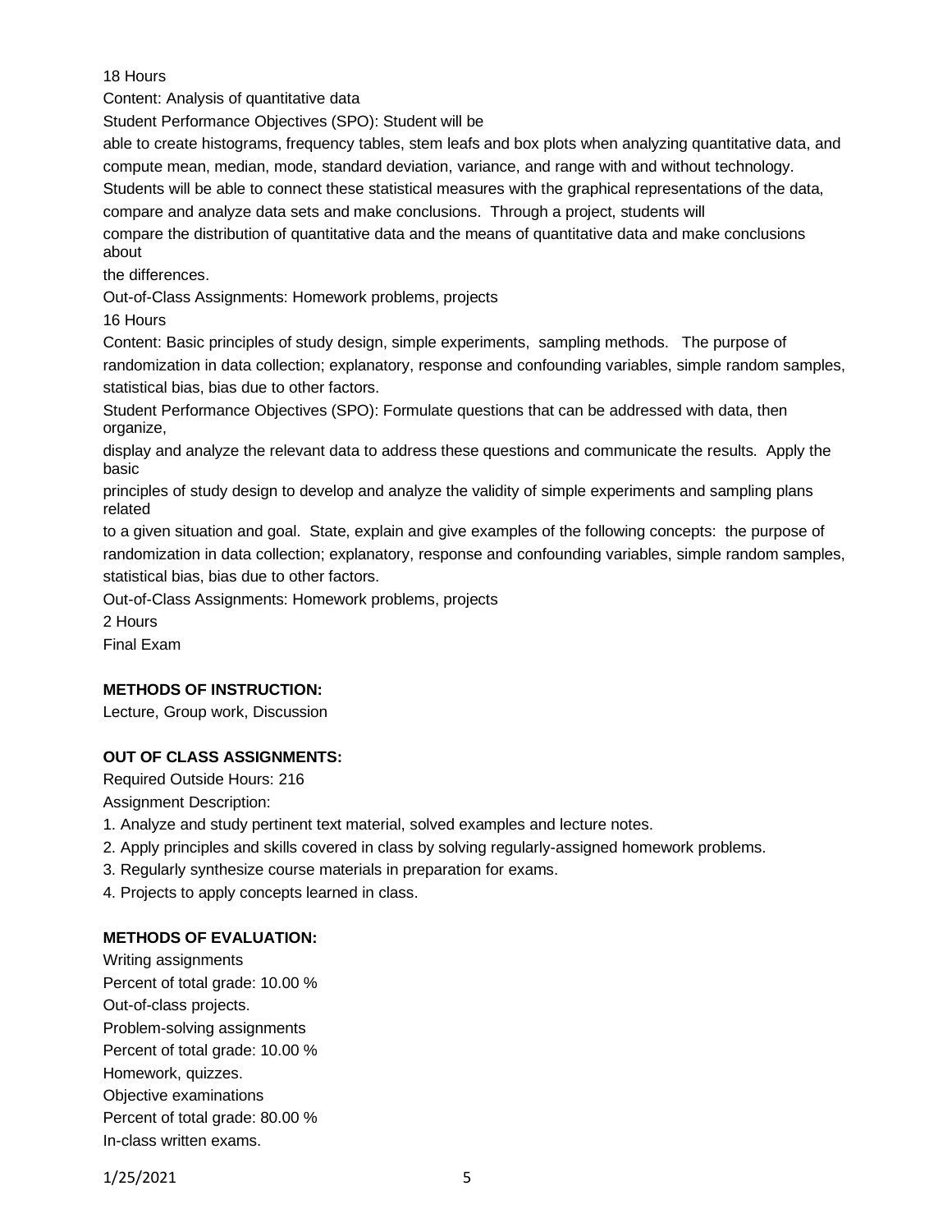18 Hours

Content: Analysis of quantitative data

Student Performance Objectives (SPO): Student will be able to create histograms, frequency tables, stem leafs and box plots when analyzing quantitative data, and compute mean, median, mode, standard deviation, variance, and range with and without technology. Students will be able to connect these statistical measures with the graphical representations of the data, compare and analyze data sets and make conclusions. Through a project, students will compare the distribution of quantitative data and the means of quantitative data and make conclusions about the differences.

Out-of-Class Assignments: Homework problems, projects

16 Hours

Content: Basic principles of study design, simple experiments, sampling methods. The purpose of randomization in data collection; explanatory, response and confounding variables, simple random samples, statistical bias, bias due to other factors.

Student Performance Objectives (SPO): Formulate questions that can be addressed with data, then organize, display and analyze the relevant data to address these questions and communicate the results. Apply the basic principles of study design to develop and analyze the validity of simple experiments and sampling plans related to a given situation and goal. State, explain and give examples of the following concepts: the purpose of randomization in data collection; explanatory, response and confounding variables, simple random samples, statistical bias, bias due to other factors.

Out-of-Class Assignments: Homework problems, projects

2 Hours

Final Exam

**METHODS OF INSTRUCTION:**

Lecture, Group work, Discussion

**OUT OF CLASS ASSIGNMENTS:**

Required Outside Hours: 216

Assignment Description:

1. Analyze and study pertinent text material, solved examples and lecture notes.
2. Apply principles and skills covered in class by solving regularly-assigned homework problems.
3. Regularly synthesize course materials in preparation for exams.
4. Projects to apply concepts learned in class.

**METHODS OF EVALUATION:**

Writing assignments
Percent of total grade: 10.00 %
Out-of-class projects.

Problem-solving assignments
Percent of total grade: 10.00 %
Homework, quizzes.

Objective examinations
Percent of total grade: 80.00 %
In-class written exams.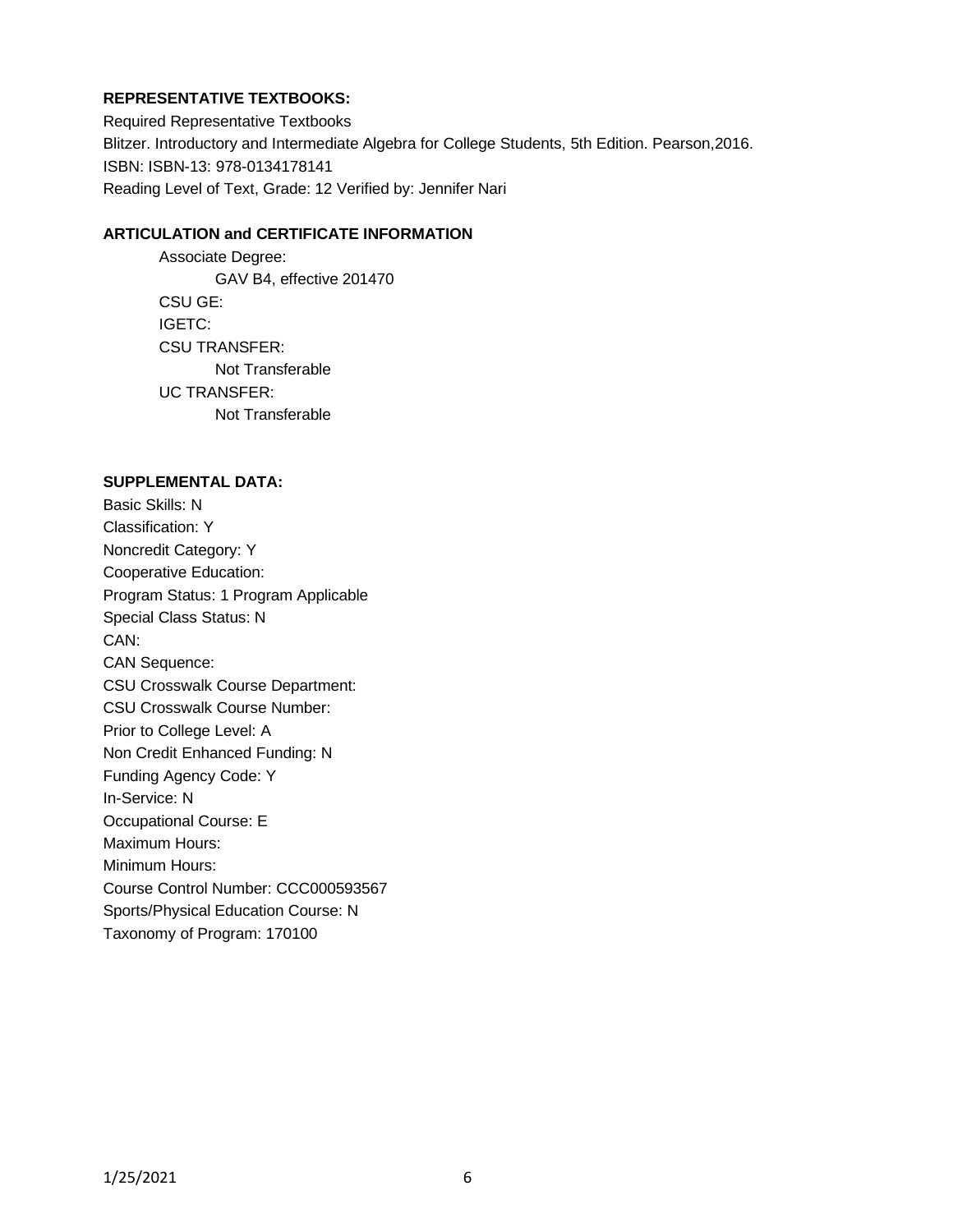**REPRESENTATIVE TEXTBOOKS:**

Required Representative Textbooks

Blitzer. Introductory and Intermediate Algebra for College Students, 5th Edition. Pearson,2016.

ISBN: ISBN-13: 978-0134178141

Reading Level of Text, Grade: 12 Verified by: Jennifer Nari

**ARTICULATION and CERTIFICATE INFORMATION**

- Associate Degree:
  - GAV B4, effective 201470
- CSU GE:
- IGETC:
- CSU TRANSFER:
  - Not Transferable
- UC TRANSFER:
  - Not Transferable

**SUPPLEMENTAL DATA:**

Basic Skills: N

Classification: Y

Noncredit Category: Y

Cooperative Education:

Program Status: 1 Program Applicable

Special Class Status: N

CAN:

CAN Sequence:

CSU Crosswalk Course Department:

CSU Crosswalk Course Number:

Prior to College Level: A

Non Credit Enhanced Funding: N

Funding Agency Code: Y

In-Service: N

Occupational Course: E

Maximum Hours:

Minimum Hours:

Course Control Number: CCC000593567

Sports/Physical Education Course: N

Taxonomy of Program: 170100